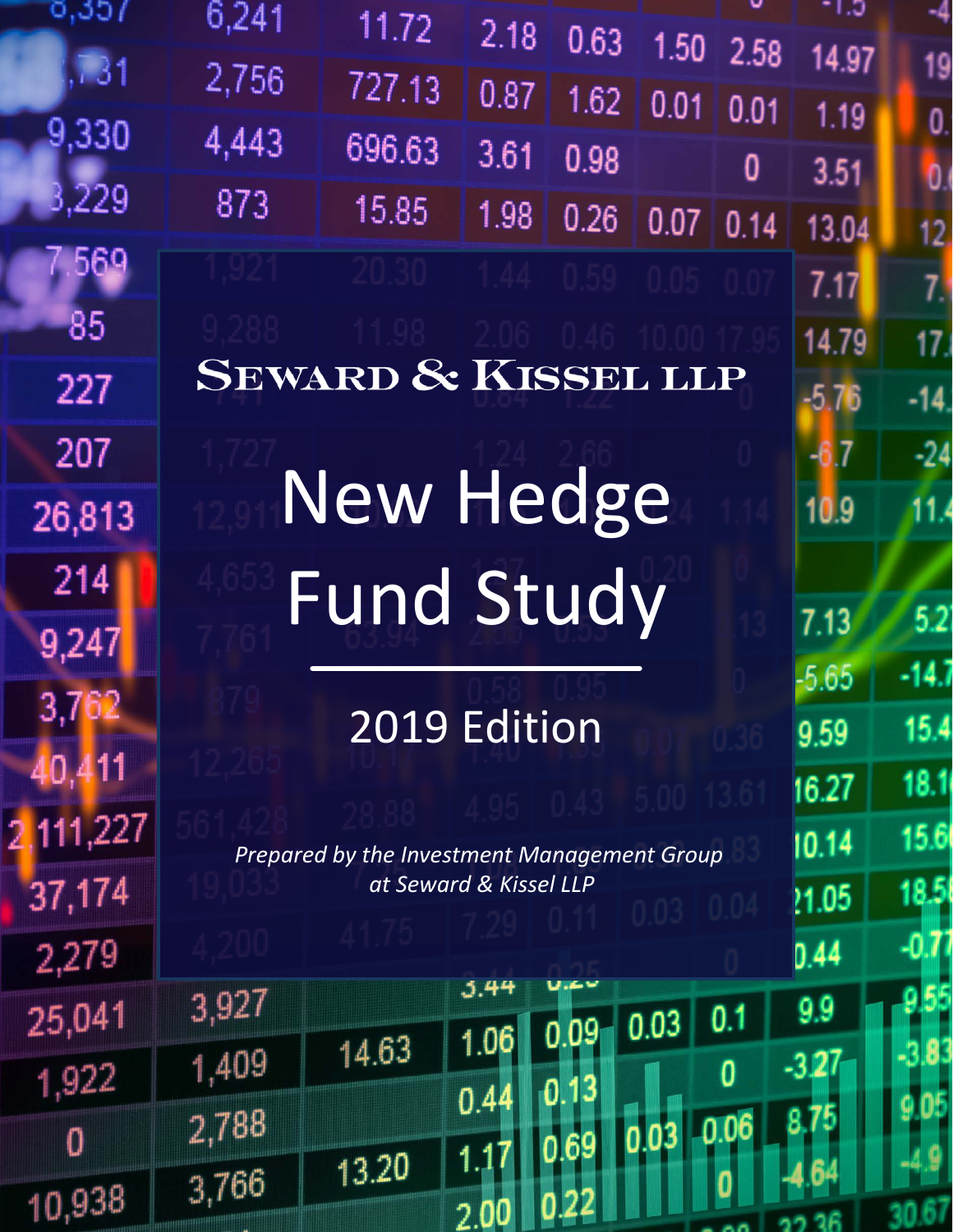SEWARD & KISSEL LLP

# New Hedge Fund Study

## 2019 Edition

*Prepared by the Investment Management Group at Seward & Kissel LLP*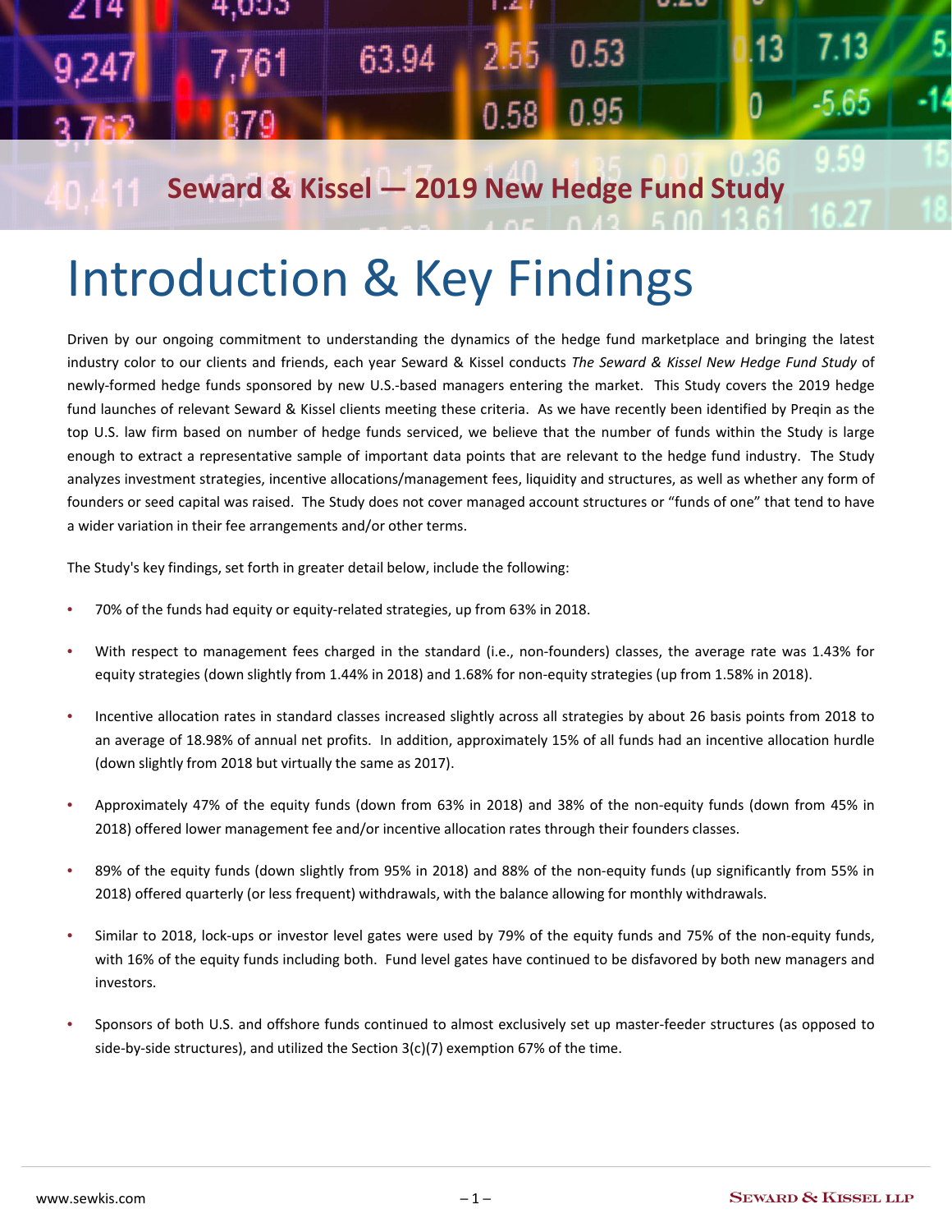## Seward & Kissel — 2019 New Hedge Fund Study

# Introduction & Key Findings

Driven by our ongoing commitment to understanding the dynamics of the hedge fund marketplace and bringing the latest industry color to our clients and friends, each year Seward & Kissel conducts *The Seward & Kissel New Hedge Fund Study* of newly-formed hedge funds sponsored by new U.S.-based managers entering the market. This Study covers the 2019 hedge fund launches of relevant Seward & Kissel clients meeting these criteria. As we have recently been identified by Preqin as the top U.S. law firm based on number of hedge funds serviced, we believe that the number of funds within the Study is large enough to extract a representative sample of important data points that are relevant to the hedge fund industry. The Study analyzes investment strategies, incentive allocations/management fees, liquidity and structures, as well as whether any form of founders or seed capital was raised. The Study does not cover managed account structures or "funds of one" that tend to have a wider variation in their fee arrangements and/or other terms.

The Study's key findings, set forth in greater detail below, include the following:

- 70% of the funds had equity or equity-related strategies, up from 63% in 2018.
- With respect to management fees charged in the standard (i.e., non-founders) classes, the average rate was 1.43% for equity strategies (down slightly from 1.44% in 2018) and 1.68% for non-equity strategies (up from 1.58% in 2018).
- Incentive allocation rates in standard classes increased slightly across all strategies by about 26 basis points from 2018 to an average of 18.98% of annual net profits. In addition, approximately 15% of all funds had an incentive allocation hurdle (down slightly from 2018 but virtually the same as 2017).
- Approximately 47% of the equity funds (down from 63% in 2018) and 38% of the non-equity funds (down from 45% in 2018) offered lower management fee and/or incentive allocation rates through their founders classes.
- 89% of the equity funds (down slightly from 95% in 2018) and 88% of the non-equity funds (up significantly from 55% in 2018) offered quarterly (or less frequent) withdrawals, with the balance allowing for monthly withdrawals.
- Similar to 2018, lock-ups or investor level gates were used by 79% of the equity funds and 75% of the non-equity funds, with 16% of the equity funds including both. Fund level gates have continued to be disfavored by both new managers and investors.
- Sponsors of both U.S. and offshore funds continued to almost exclusively set up master-feeder structures (as opposed to side-by-side structures), and utilized the Section 3(c)(7) exemption 67% of the time.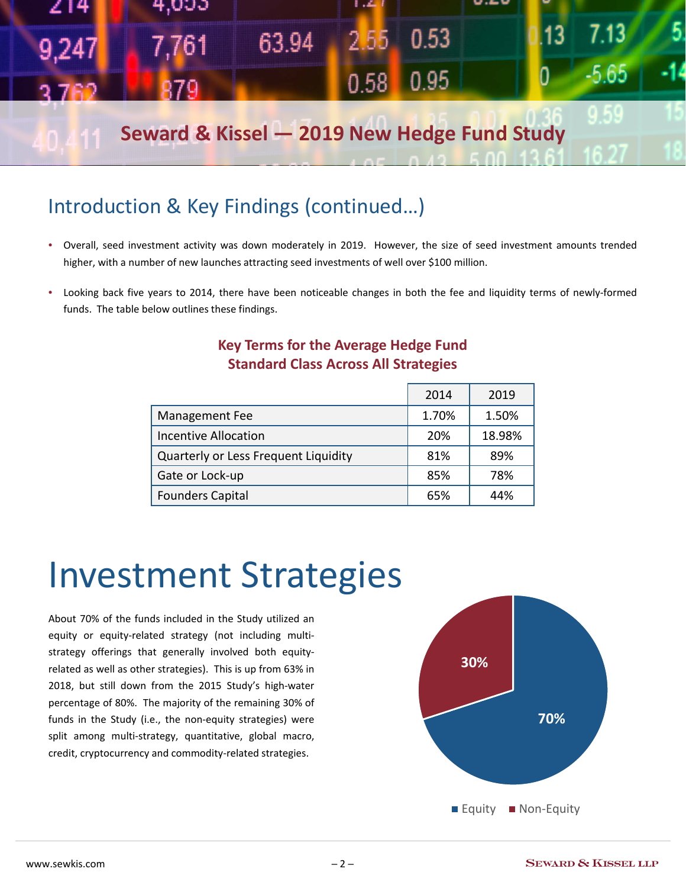## Introduction & Key Findings (continued…)

- Overall, seed investment activity was down moderately in 2019. However, the size of seed investment amounts trended higher, with a number of new launches attracting seed investments of well over $100 million.
- Looking back five years to 2014, there have been noticeable changes in both the fee and liquidity terms of newly-formed funds. The table below outlines these findings.

**Key Terms for the Average Hedge Fund Standard Class Across All Strategies**

| | 2014 | 2019 |
|---|---|---|
| Management Fee | 1.70% | 1.50% |
| Incentive Allocation | 20% | 18.98% |
| Quarterly or Less Frequent Liquidity | 81% | 89% |
| Gate or Lock-up | 85% | 78% |
| Founders Capital | 65% | 44% |

# Investment Strategies

About 70% of the funds included in the Study utilized an equity or equity-related strategy (not including multi-strategy offerings that generally involved both equity-related as well as other strategies). This is up from 63% in 2018, but still down from the 2015 Study's high-water percentage of 80%. The majority of the remaining 30% of funds in the Study (i.e., the non-equity strategies) were split among multi-strategy, quantitative, global macro, credit, cryptocurrency and commodity-related strategies.

| Strategy | Share |
|---|---|
| Equity | 70% |
| Non-Equity | 30% |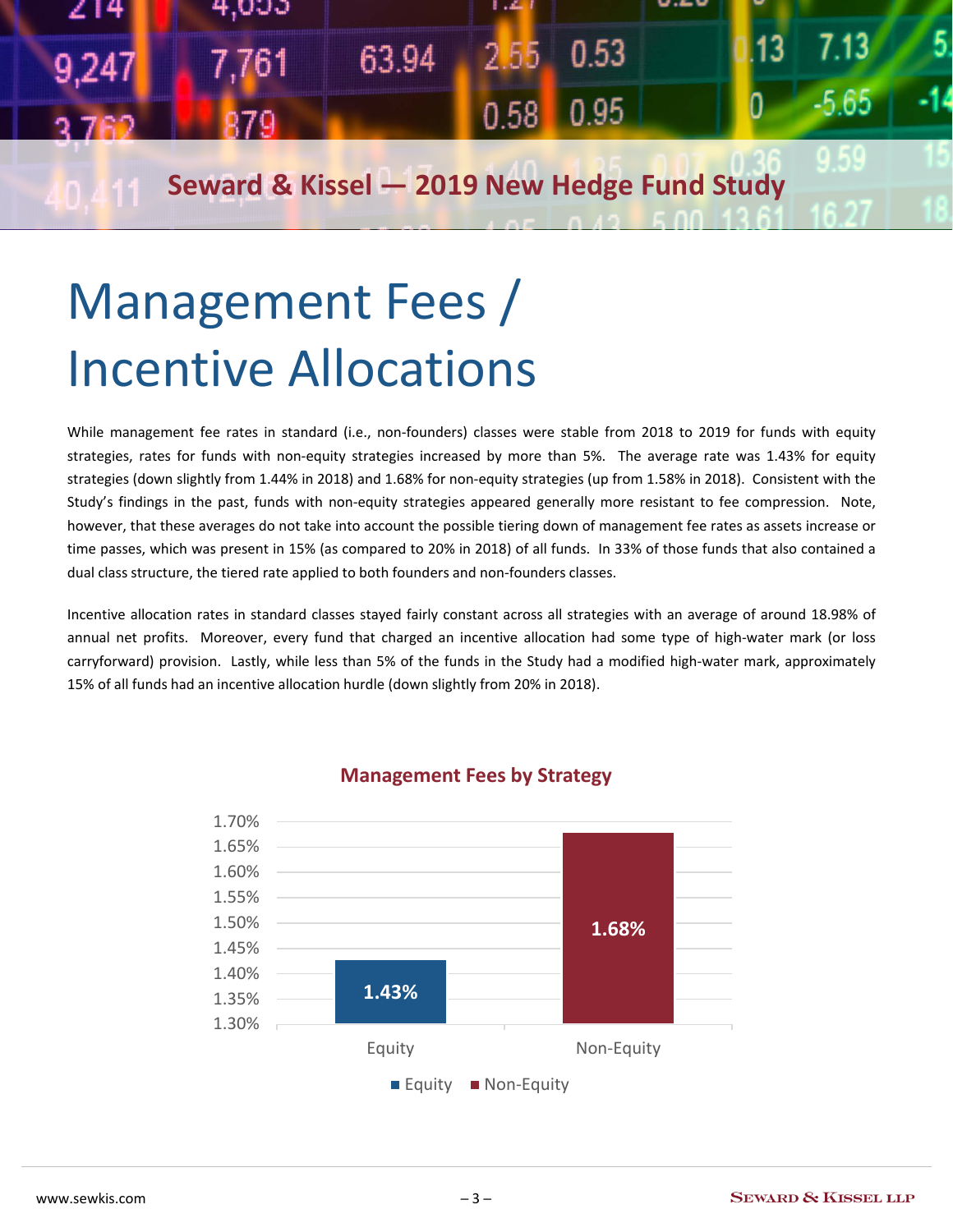# Management Fees / Incentive Allocations

While management fee rates in standard (i.e., non-founders) classes were stable from 2018 to 2019 for funds with equity strategies, rates for funds with non-equity strategies increased by more than 5%. The average rate was 1.43% for equity strategies (down slightly from 1.44% in 2018) and 1.68% for non-equity strategies (up from 1.58% in 2018). Consistent with the Study's findings in the past, funds with non-equity strategies appeared generally more resistant to fee compression. Note, however, that these averages do not take into account the possible tiering down of management fee rates as assets increase or time passes, which was present in 15% (as compared to 20% in 2018) of all funds. In 33% of those funds that also contained a dual class structure, the tiered rate applied to both founders and non-founders classes.

Incentive allocation rates in standard classes stayed fairly constant across all strategies with an average of around 18.98% of annual net profits. Moreover, every fund that charged an incentive allocation had some type of high-water mark (or loss carryforward) provision. Lastly, while less than 5% of the funds in the Study had a modified high-water mark, approximately 15% of all funds had an incentive allocation hurdle (down slightly from 20% in 2018).

**Management Fees by Strategy**

| Strategy | Management Fee |
|---|---|
| Equity | 1.43% |
| Non-Equity | 1.68% |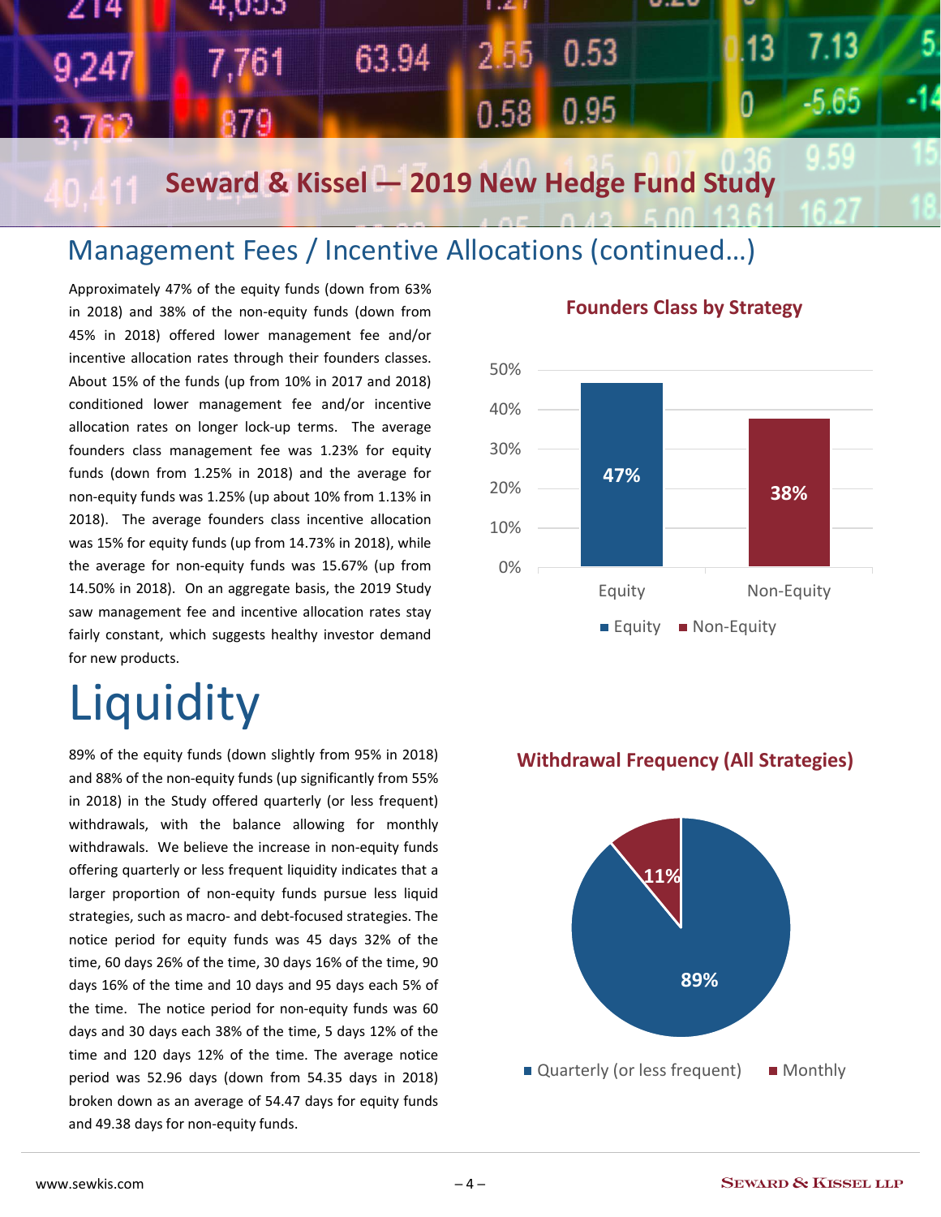## Management Fees / Incentive Allocations (continued…)

Approximately 47% of the equity funds (down from 63% in 2018) and 38% of the non-equity funds (down from 45% in 2018) offered lower management fee and/or incentive allocation rates through their founders classes. About 15% of the funds (up from 10% in 2017 and 2018) conditioned lower management fee and/or incentive allocation rates on longer lock-up terms. The average founders class management fee was 1.23% for equity funds (down from 1.25% in 2018) and the average for non-equity funds was 1.25% (up about 10% from 1.13% in 2018). The average founders class incentive allocation was 15% for equity funds (up from 14.73% in 2018), while the average for non-equity funds was 15.67% (up from 14.50% in 2018). On an aggregate basis, the 2019 Study saw management fee and incentive allocation rates stay fairly constant, which suggests healthy investor demand for new products.

**Founders Class by Strategy**

| Strategy | Percentage |
|---|---|
| Equity | 47% |
| Non-Equity | 38% |

# Liquidity

89% of the equity funds (down slightly from 95% in 2018) and 88% of the non-equity funds (up significantly from 55% in 2018) in the Study offered quarterly (or less frequent) withdrawals, with the balance allowing for monthly withdrawals. We believe the increase in non-equity funds offering quarterly or less frequent liquidity indicates that a larger proportion of non-equity funds pursue less liquid strategies, such as macro- and debt-focused strategies. The notice period for equity funds was 45 days 32% of the time, 60 days 26% of the time, 30 days 16% of the time, 90 days 16% of the time and 10 days and 95 days each 5% of the time. The notice period for non-equity funds was 60 days and 30 days each 38% of the time, 5 days 12% of the time and 120 days 12% of the time. The average notice period was 52.96 days (down from 54.35 days in 2018) broken down as an average of 54.47 days for equity funds and 49.38 days for non-equity funds.

**Withdrawal Frequency (All Strategies)**

| Frequency | Percentage |
|---|---|
| Quarterly (or less frequent) | 89% |
| Monthly | 11% |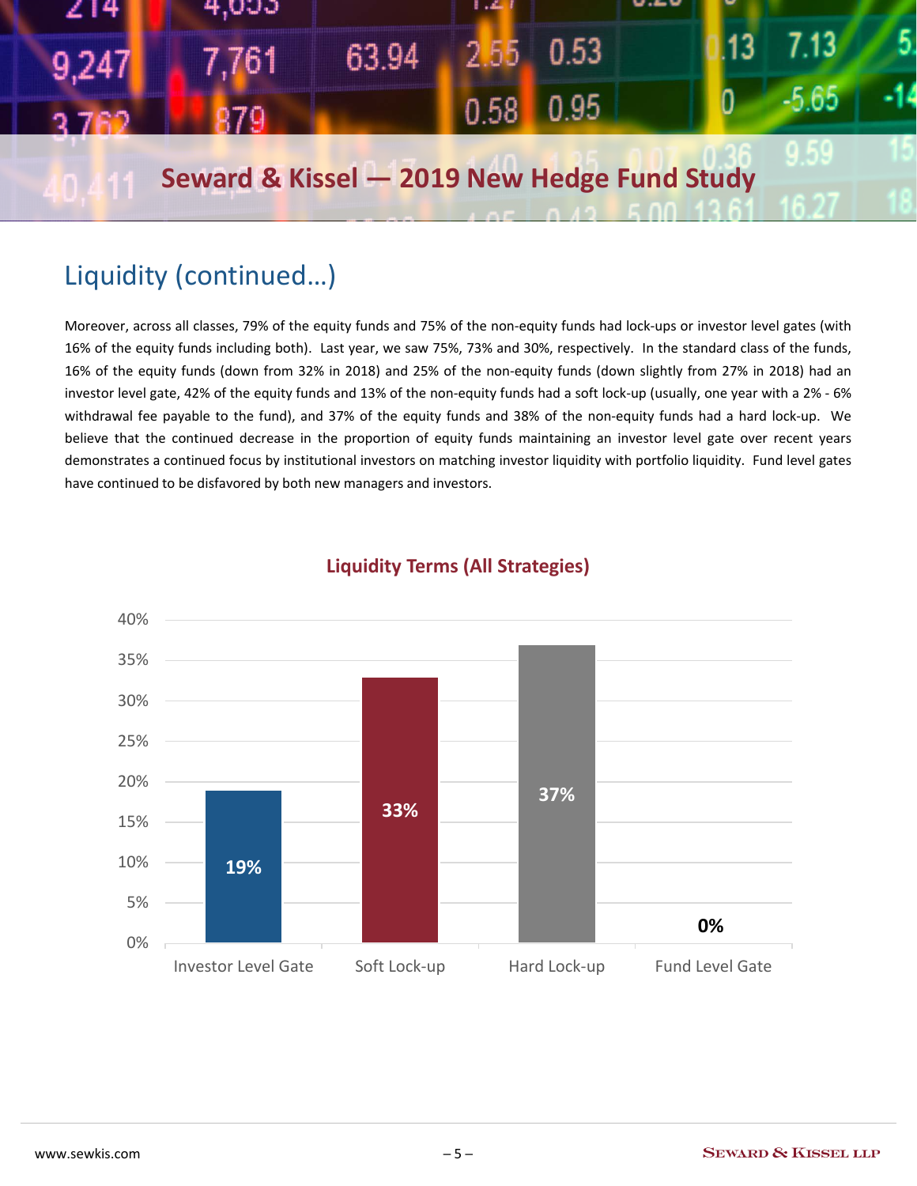## Liquidity (continued…)

Moreover, across all classes, 79% of the equity funds and 75% of the non-equity funds had lock-ups or investor level gates (with 16% of the equity funds including both). Last year, we saw 75%, 73% and 30%, respectively. In the standard class of the funds, 16% of the equity funds (down from 32% in 2018) and 25% of the non-equity funds (down slightly from 27% in 2018) had an investor level gate, 42% of the equity funds and 13% of the non-equity funds had a soft lock-up (usually, one year with a 2% - 6% withdrawal fee payable to the fund), and 37% of the equity funds and 38% of the non-equity funds had a hard lock-up. We believe that the continued decrease in the proportion of equity funds maintaining an investor level gate over recent years demonstrates a continued focus by institutional investors on matching investor liquidity with portfolio liquidity. Fund level gates have continued to be disfavored by both new managers and investors.

**Liquidity Terms (All Strategies)**

| Investor Level Gate | Soft Lock-up | Hard Lock-up | Fund Level Gate |
|---|---|---|---|
| 19% | 33% | 37% | 0% |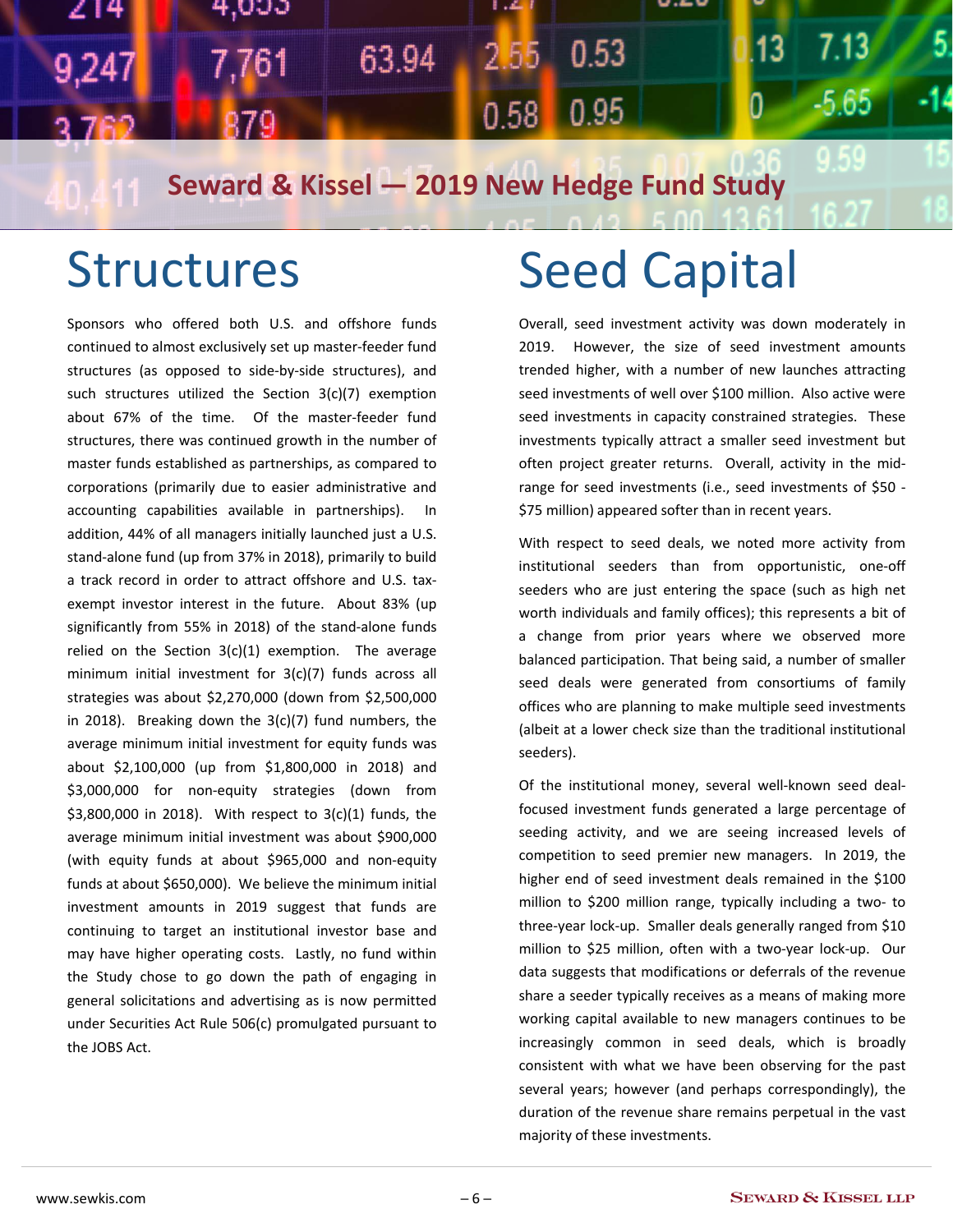# Structures

Sponsors who offered both U.S. and offshore funds continued to almost exclusively set up master-feeder fund structures (as opposed to side-by-side structures), and such structures utilized the Section 3(c)(7) exemption about 67% of the time. Of the master-feeder fund structures, there was continued growth in the number of master funds established as partnerships, as compared to corporations (primarily due to easier administrative and accounting capabilities available in partnerships). In addition, 44% of all managers initially launched just a U.S. stand-alone fund (up from 37% in 2018), primarily to build a track record in order to attract offshore and U.S. tax-exempt investor interest in the future. About 83% (up significantly from 55% in 2018) of the stand-alone funds relied on the Section 3(c)(1) exemption. The average minimum initial investment for 3(c)(7) funds across all strategies was about $2,270,000 (down from $2,500,000 in 2018). Breaking down the 3(c)(7) fund numbers, the average minimum initial investment for equity funds was about $2,100,000 (up from $1,800,000 in 2018) and $3,000,000 for non-equity strategies (down from $3,800,000 in 2018). With respect to 3(c)(1) funds, the average minimum initial investment was about $900,000 (with equity funds at about $965,000 and non-equity funds at about $650,000). We believe the minimum initial investment amounts in 2019 suggest that funds are continuing to target an institutional investor base and may have higher operating costs. Lastly, no fund within the Study chose to go down the path of engaging in general solicitations and advertising as is now permitted under Securities Act Rule 506(c) promulgated pursuant to the JOBS Act.

# Seed Capital

Overall, seed investment activity was down moderately in 2019. However, the size of seed investment amounts trended higher, with a number of new launches attracting seed investments of well over $100 million. Also active were seed investments in capacity constrained strategies. These investments typically attract a smaller seed investment but often project greater returns. Overall, activity in the mid-range for seed investments (i.e., seed investments of $50 - $75 million) appeared softer than in recent years.

With respect to seed deals, we noted more activity from institutional seeders than from opportunistic, one-off seeders who are just entering the space (such as high net worth individuals and family offices); this represents a bit of a change from prior years where we observed more balanced participation. That being said, a number of smaller seed deals were generated from consortiums of family offices who are planning to make multiple seed investments (albeit at a lower check size than the traditional institutional seeders).

Of the institutional money, several well-known seed deal-focused investment funds generated a large percentage of seeding activity, and we are seeing increased levels of competition to seed premier new managers. In 2019, the higher end of seed investment deals remained in the $100 million to $200 million range, typically including a two- to three-year lock-up. Smaller deals generally ranged from $10 million to $25 million, often with a two-year lock-up. Our data suggests that modifications or deferrals of the revenue share a seeder typically receives as a means of making more working capital available to new managers continues to be increasingly common in seed deals, which is broadly consistent with what we have been observing for the past several years; however (and perhaps correspondingly), the duration of the revenue share remains perpetual in the vast majority of these investments.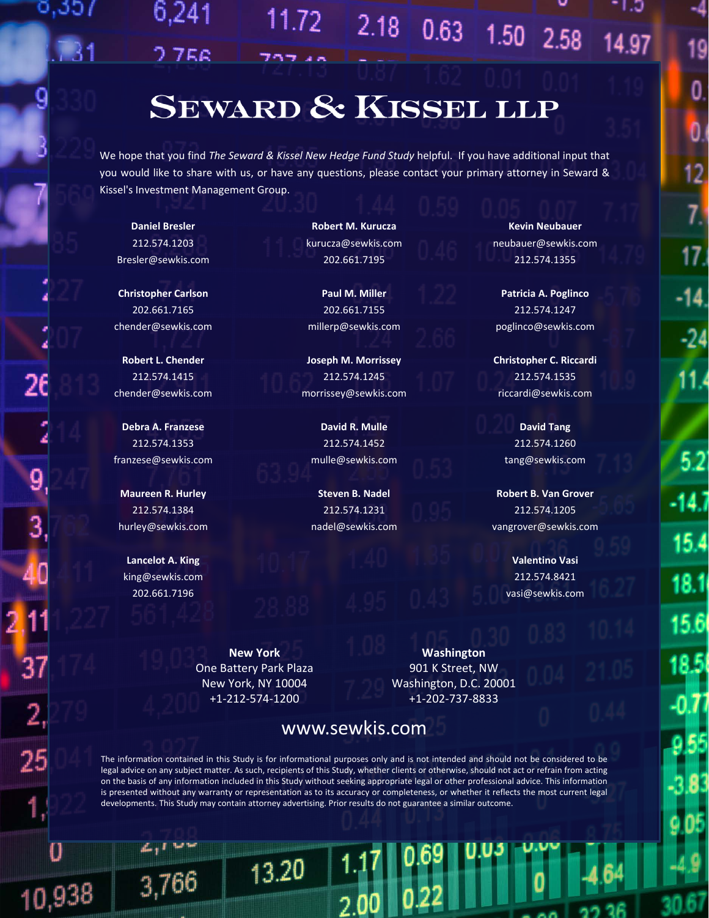# Seward & Kissel LLP

We hope that you find *The Seward & Kissel New Hedge Fund Study* helpful. If you have additional input that you would like to share with us, or have any questions, please contact your primary attorney in Seward & Kissel's Investment Management Group.

**Daniel Bresler**
212.574.1203
Bresler@sewkis.com

**Christopher Carlson**
202.661.7165
chender@sewkis.com

**Robert L. Chender**
212.574.1415
chender@sewkis.com

**Debra A. Franzese**
212.574.1353
franzese@sewkis.com

**Maureen R. Hurley**
212.574.1384
hurley@sewkis.com

**Lancelot A. King**
king@sewkis.com
202.661.7196

**Robert M. Kurucza**
kurucza@sewkis.com
202.661.7195

**Paul M. Miller**
202.661.7155
millerp@sewkis.com

**Joseph M. Morrissey**
212.574.1245
morrissey@sewkis.com

**David R. Mulle**
212.574.1452
mulle@sewkis.com

**Steven B. Nadel**
212.574.1231
nadel@sewkis.com

**Kevin Neubauer**
neubauer@sewkis.com
212.574.1355

**Patricia A. Poglinco**
212.574.1247
poglinco@sewkis.com

**Christopher C. Riccardi**
212.574.1535
riccardi@sewkis.com

**David Tang**
212.574.1260
tang@sewkis.com

**Robert B. Van Grover**
212.574.1205
vangrover@sewkis.com

**Valentino Vasi**
212.574.8421
vasi@sewkis.com

**New York**
One Battery Park Plaza
New York, NY 10004
+1-212-574-1200

**Washington**
901 K Street, NW
Washington, D.C. 20001
+1-202-737-8833

www.sewkis.com

The information contained in this Study is for informational purposes only and is not intended and should not be considered to be legal advice on any subject matter. As such, recipients of this Study, whether clients or otherwise, should not act or refrain from acting on the basis of any information included in this Study without seeking appropriate legal or other professional advice. This information is presented without any warranty or representation as to its accuracy or completeness, or whether it reflects the most current legal developments. This Study may contain attorney advertising. Prior results do not guarantee a similar outcome.